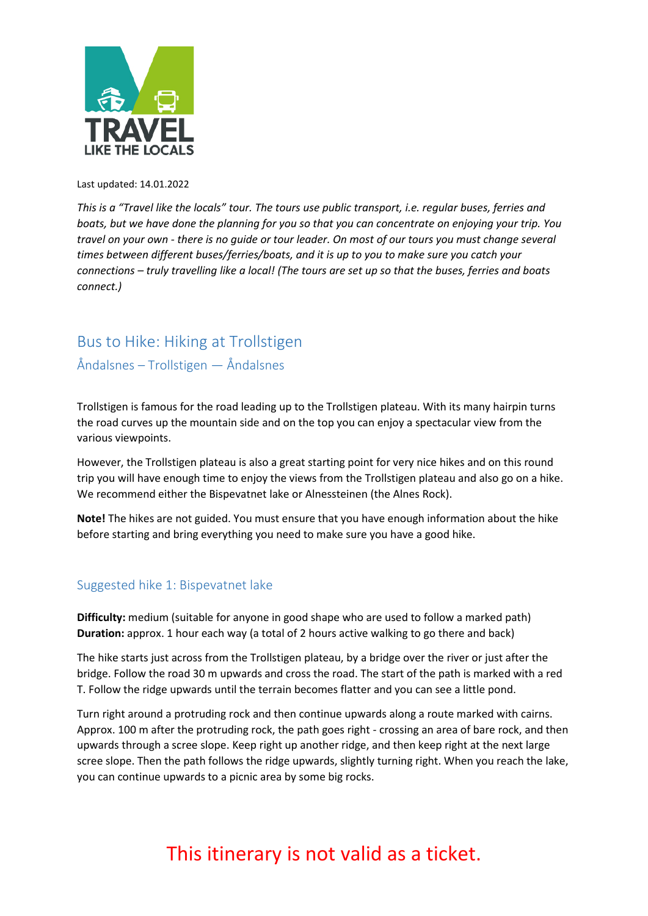Last updated: 14.01.2022

*This is a "Travel like the locals" tour. The tours use public transport, i.e. regular buses, ferries and boats, but we have done the planning for you so that you can concentrate on enjoying your trip. You travel on your own - there is no guide or tour leader. On most of our tours you must change several times between different buses/ferries/boats, and it is up to you to make sure you catch your connections – truly travelling like a local! (The tours are set up so that the buses, ferries and boats connect.)*

# Bus to Hike: Hiking at Trollstigen

## Åndalsnes – Trollstigen — Åndalsnes

Trollstigen is famous for the road leading up to the Trollstigen plateau. With its many hairpin turns the road curves up the mountain side and on the top you can enjoy a spectacular view from the various viewpoints.

However, the Trollstigen plateau is also a great starting point for very nice hikes and on this round trip you will have enough time to enjoy the views from the Trollstigen plateau and also go on a hike. We recommend either the Bispevatnet lake or Alnessteinen (the Alnes Rock).

**Note!** The hikes are not guided. You must ensure that you have enough information about the hike before starting and bring everything you need to make sure you have a good hike.

### Suggested hike 1: Bispevatnet lake

**Difficulty:** medium (suitable for anyone in good shape who are used to follow a marked path)
**Duration:** approx. 1 hour each way (a total of 2 hours active walking to go there and back)

The hike starts just across from the Trollstigen plateau, by a bridge over the river or just after the bridge. Follow the road 30 m upwards and cross the road. The start of the path is marked with a red T. Follow the ridge upwards until the terrain becomes flatter and you can see a little pond.

Turn right around a protruding rock and then continue upwards along a route marked with cairns. Approx. 100 m after the protruding rock, the path goes right - crossing an area of bare rock, and then upwards through a scree slope. Keep right up another ridge, and then keep right at the next large scree slope. Then the path follows the ridge upwards, slightly turning right. When you reach the lake, you can continue upwards to a picnic area by some big rocks.

This itinerary is not valid as a ticket.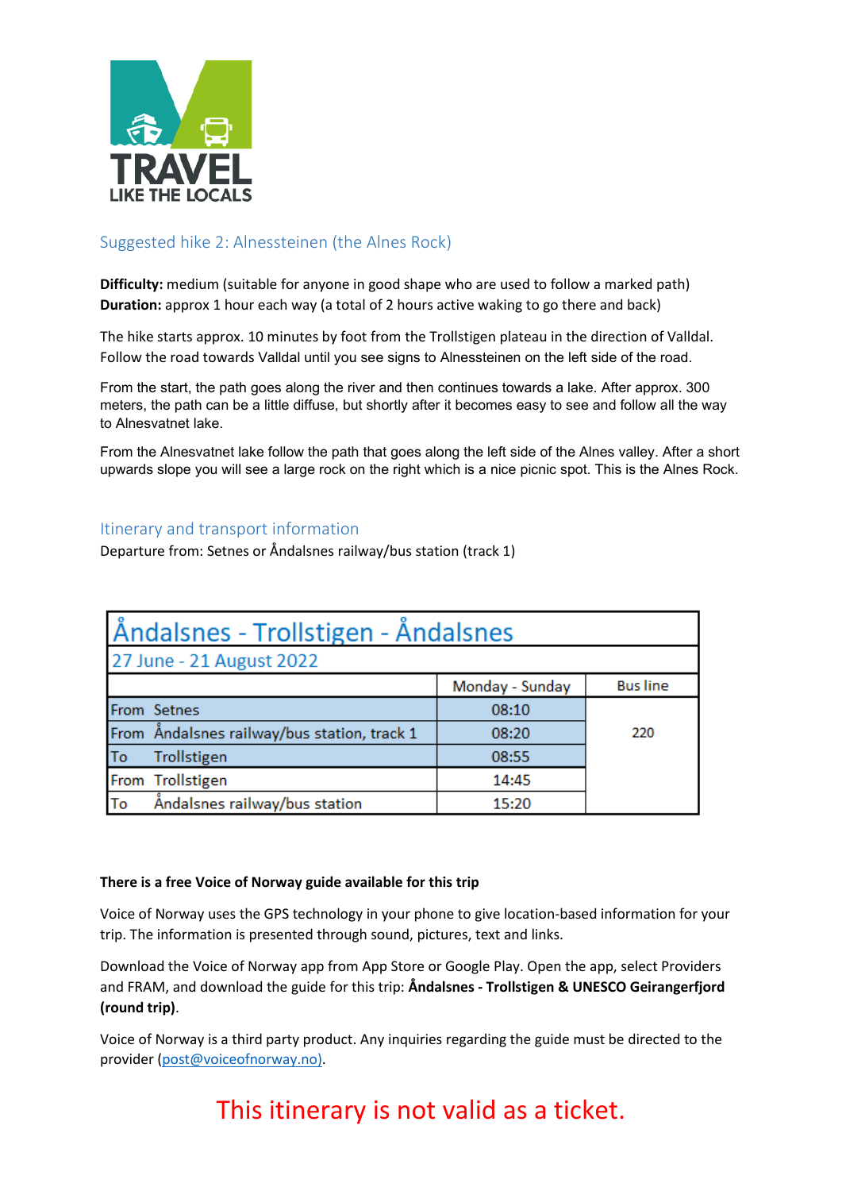TRAVEL
LIKE THE LOCALS

## Suggested hike 2: Alnessteinen (the Alnes Rock)

**Difficulty:** medium (suitable for anyone in good shape who are used to follow a marked path)
**Duration:** approx 1 hour each way (a total of 2 hours active waking to go there and back)

The hike starts approx. 10 minutes by foot from the Trollstigen plateau in the direction of Valldal. Follow the road towards Valldal until you see signs to Alnessteinen on the left side of the road.

From the start, the path goes along the river and then continues towards a lake. After approx. 300 meters, the path can be a little diffuse, but shortly after it becomes easy to see and follow all the way to Alnesvatnet lake.

From the Alnesvatnet lake follow the path that goes along the left side of the Alnes valley. After a short upwards slope you will see a large rock on the right which is a nice picnic spot. This is the Alnes Rock.

## Itinerary and transport information

Departure from: Setnes or Åndalsnes railway/bus station (track 1)

**Åndalsnes - Trollstigen - Åndalsnes**
27 June - 21 August 2022

| | | Monday - Sunday | Bus line |
|---|---|---|---|
| From | Setnes | 08:10 | 220 |
| From | Åndalsnes railway/bus station, track 1 | 08:20 | |
| To | Trollstigen | 08:55 | |
| From | Trollstigen | 14:45 | |
| To | Åndalsnes railway/bus station | 15:20 | |

**There is a free Voice of Norway guide available for this trip**

Voice of Norway uses the GPS technology in your phone to give location-based information for your trip. The information is presented through sound, pictures, text and links.

Download the Voice of Norway app from App Store or Google Play. Open the app, select Providers and FRAM, and download the guide for this trip: **Åndalsnes - Trollstigen & UNESCO Geirangerfjord (round trip)**.

Voice of Norway is a third party product. Any inquiries regarding the guide must be directed to the provider (post@voiceofnorway.no).

This itinerary is not valid as a ticket.